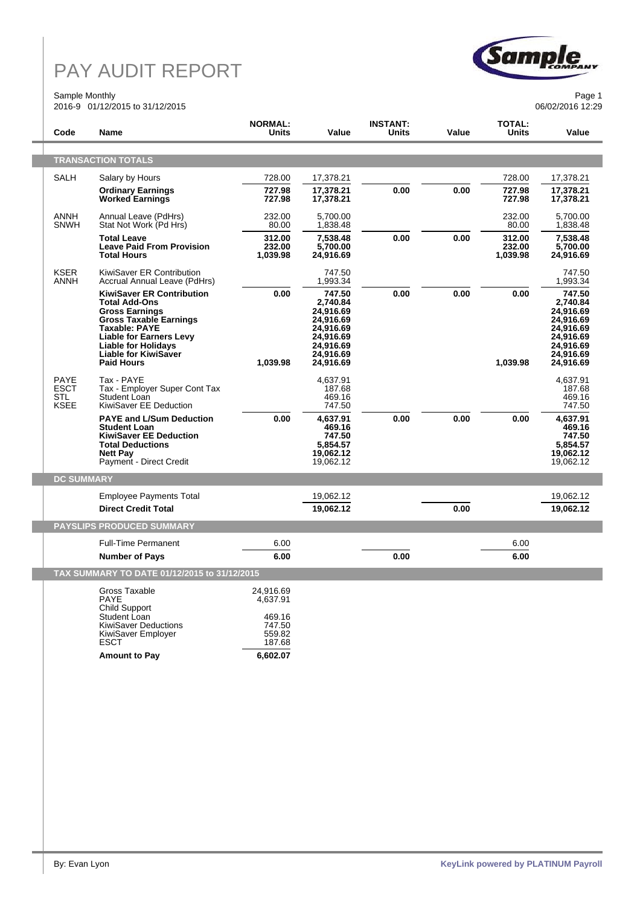# PAY AUDIT REPORT

Sample Monthly
2016-9 01/12/2015 to 31/12/2015

06/02/2016 12:29

| Code | Name | NORMAL: Units | Value | INSTANT: Units | Value | TOTAL: Units | Value |
|---|---|---|---|---|---|---|---|
| **TRANSACTION TOTALS** | | | | | | | |
| SALH | Salary by Hours | 728.00 | 17,378.21 | | | 728.00 | 17,378.21 |
| | **Ordinary Earnings** | **727.98** | **17,378.21** | **0.00** | **0.00** | **727.98** | **17,378.21** |
| | **Worked Earnings** | **727.98** | **17,378.21** | | | **727.98** | **17,378.21** |
| ANNH | Annual Leave (PdHrs) | 232.00 | 5,700.00 | | | 232.00 | 5,700.00 |
| SNWH | Stat Not Work (Pd Hrs) | 80.00 | 1,838.48 | | | 80.00 | 1,838.48 |
| | **Total Leave** | **312.00** | **7,538.48** | **0.00** | **0.00** | **312.00** | **7,538.48** |
| | **Leave Paid From Provision** | **232.00** | **5,700.00** | | | **232.00** | **5,700.00** |
| | **Total Hours** | **1,039.98** | **24,916.69** | | | **1,039.98** | **24,916.69** |
| KSER | KiwiSaver ER Contribution | | 747.50 | | | | 747.50 |
| ANNH | Accrual Annual Leave (PdHrs) | | 1,993.34 | | | | 1,993.34 |
| | **KiwiSaver ER Contribution** | **0.00** | **747.50** | **0.00** | **0.00** | **0.00** | **747.50** |
| | **Total Add-Ons** | | **2,740.84** | | | | **2,740.84** |
| | **Gross Earnings** | | **24,916.69** | | | | **24,916.69** |
| | **Gross Taxable Earnings** | | **24,916.69** | | | | **24,916.69** |
| | **Taxable: PAYE** | | **24,916.69** | | | | **24,916.69** |
| | **Liable for Earners Levy** | | **24,916.69** | | | | **24,916.69** |
| | **Liable for Holidays** | | **24,916.69** | | | | **24,916.69** |
| | **Liable for KiwiSaver** | | **24,916.69** | | | | **24,916.69** |
| | **Paid Hours** | **1,039.98** | **24,916.69** | | | **1,039.98** | **24,916.69** |
| PAYE | Tax - PAYE | | 4,637.91 | | | | 4,637.91 |
| ESCT | Tax - Employer Super Cont Tax | | 187.68 | | | | 187.68 |
| STL | Student Loan | | 469.16 | | | | 469.16 |
| KSEE | KiwiSaver EE Deduction | | 747.50 | | | | 747.50 |
| | **PAYE and L/Sum Deduction** | **0.00** | **4,637.91** | **0.00** | **0.00** | **0.00** | **4,637.91** |
| | **Student Loan** | | **469.16** | | | | **469.16** |
| | **KiwiSaver EE Deduction** | | **747.50** | | | | **747.50** |
| | **Total Deductions** | | **5,854.57** | | | | **5,854.57** |
| | **Nett Pay** | | **19,062.12** | | | | **19,062.12** |
| | Payment - Direct Credit | | 19,062.12 | | | | 19,062.12 |
| **DC SUMMARY** | | | | | | | |
| | Employee Payments Total | | 19,062.12 | | | | 19,062.12 |
| | **Direct Credit Total** | | **19,062.12** | | **0.00** | | **19,062.12** |
| **PAYSLIPS PRODUCED SUMMARY** | | | | | | | |
| | Full-Time Permanent | 6.00 | | | | 6.00 | |
| | **Number of Pays** | **6.00** | | **0.00** | | **6.00** | |

## TAX SUMMARY TO DATE 01/12/2015 to 31/12/2015

| Item | Amount |
|---|---|
| Gross Taxable | 24,916.69 |
| PAYE | 4,637.91 |
| Child Support | |
| Student Loan | 469.16 |
| KiwiSaver Deductions | 747.50 |
| KiwiSaver Employer | 559.82 |
| ESCT | 187.68 |
| **Amount to Pay** | **6,602.07** |

By: Evan Lyon

KeyLink powered by PLATINUM Payroll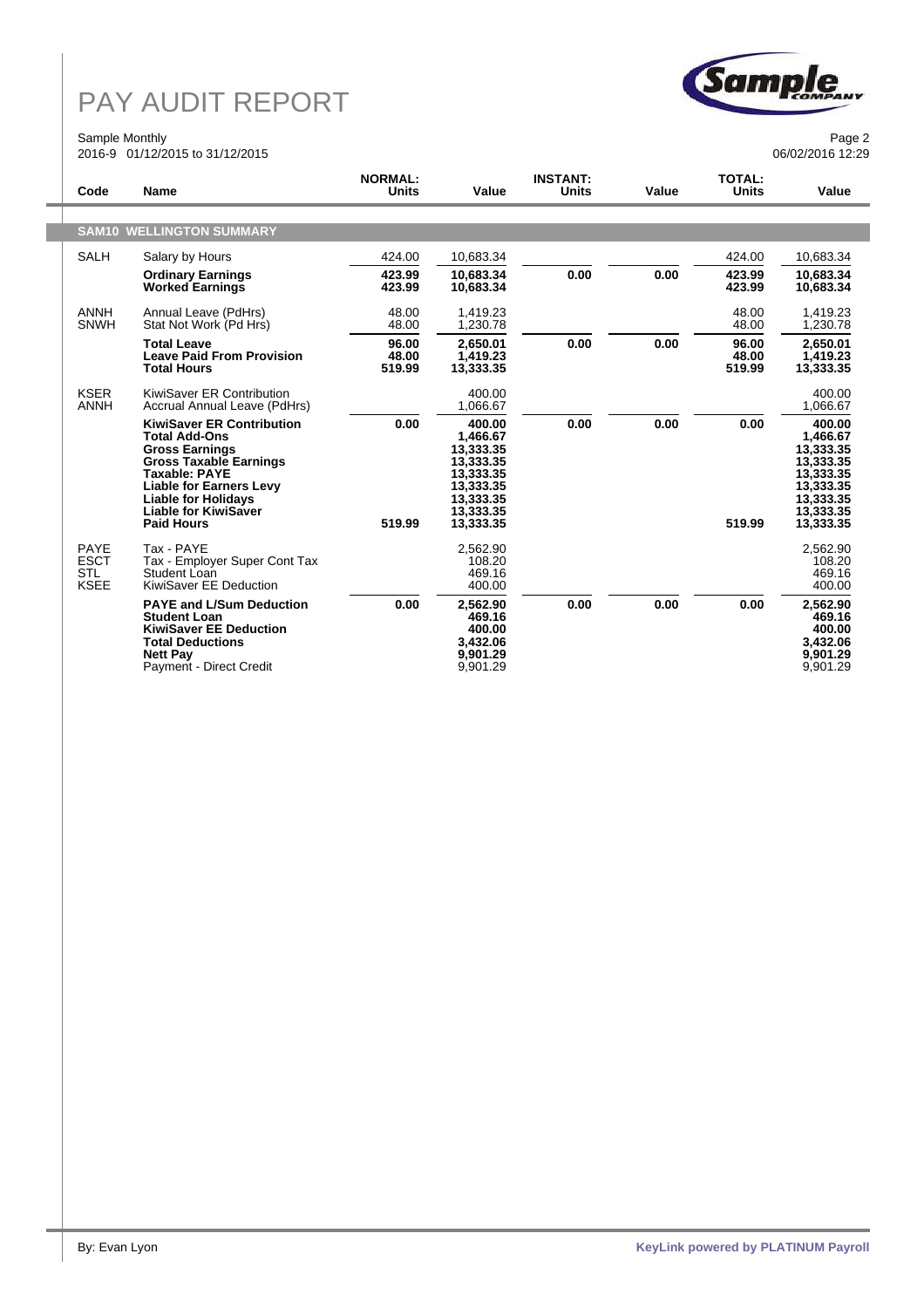# PAY AUDIT REPORT

Sample Monthly
2016-9 01/12/2015 to 31/12/2015

06/02/2016 12:29

| Code | Name | NORMAL: Units | Value | INSTANT: Units | Value | TOTAL: Units | Value |
|---|---|---|---|---|---|---|---|
| **SAM10** | **WELLINGTON SUMMARY** | | | | | | |
| SALH | Salary by Hours | 424.00 | 10,683.34 | | | 424.00 | 10,683.34 |
| | **Ordinary Earnings** | **423.99** | **10,683.34** | **0.00** | **0.00** | **423.99** | **10,683.34** |
| | **Worked Earnings** | **423.99** | **10,683.34** | | | **423.99** | **10,683.34** |
| ANNH | Annual Leave (PdHrs) | 48.00 | 1,419.23 | | | 48.00 | 1,419.23 |
| SNWH | Stat Not Work (Pd Hrs) | 48.00 | 1,230.78 | | | 48.00 | 1,230.78 |
| | **Total Leave** | **96.00** | **2,650.01** | **0.00** | **0.00** | **96.00** | **2,650.01** |
| | **Leave Paid From Provision** | **48.00** | **1,419.23** | | | **48.00** | **1,419.23** |
| | **Total Hours** | **519.99** | **13,333.35** | | | **519.99** | **13,333.35** |
| KSER | KiwiSaver ER Contribution | | 400.00 | | | | 400.00 |
| ANNH | Accrual Annual Leave (PdHrs) | | 1,066.67 | | | | 1,066.67 |
| | **KiwiSaver ER Contribution** | **0.00** | **400.00** | **0.00** | **0.00** | **0.00** | **400.00** |
| | **Total Add-Ons** | | **1,466.67** | | | | **1,466.67** |
| | **Gross Earnings** | | **13,333.35** | | | | **13,333.35** |
| | **Gross Taxable Earnings** | | **13,333.35** | | | | **13,333.35** |
| | **Taxable: PAYE** | | **13,333.35** | | | | **13,333.35** |
| | **Liable for Earners Levy** | | **13,333.35** | | | | **13,333.35** |
| | **Liable for Holidays** | | **13,333.35** | | | | **13,333.35** |
| | **Liable for KiwiSaver** | | **13,333.35** | | | | **13,333.35** |
| | **Paid Hours** | **519.99** | **13,333.35** | | | **519.99** | **13,333.35** |
| PAYE | Tax - PAYE | | 2,562.90 | | | | 2,562.90 |
| ESCT | Tax - Employer Super Cont Tax | | 108.20 | | | | 108.20 |
| STL | Student Loan | | 469.16 | | | | 469.16 |
| KSEE | KiwiSaver EE Deduction | | 400.00 | | | | 400.00 |
| | **PAYE and L/Sum Deduction** | **0.00** | **2,562.90** | **0.00** | **0.00** | **0.00** | **2,562.90** |
| | **Student Loan** | | **469.16** | | | | **469.16** |
| | **KiwiSaver EE Deduction** | | **400.00** | | | | **400.00** |
| | **Total Deductions** | | **3,432.06** | | | | **3,432.06** |
| | **Nett Pay** | | **9,901.29** | | | | **9,901.29** |
| | Payment - Direct Credit | | 9,901.29 | | | | 9,901.29 |

By: Evan Lyon

KeyLink powered by PLATINUM Payroll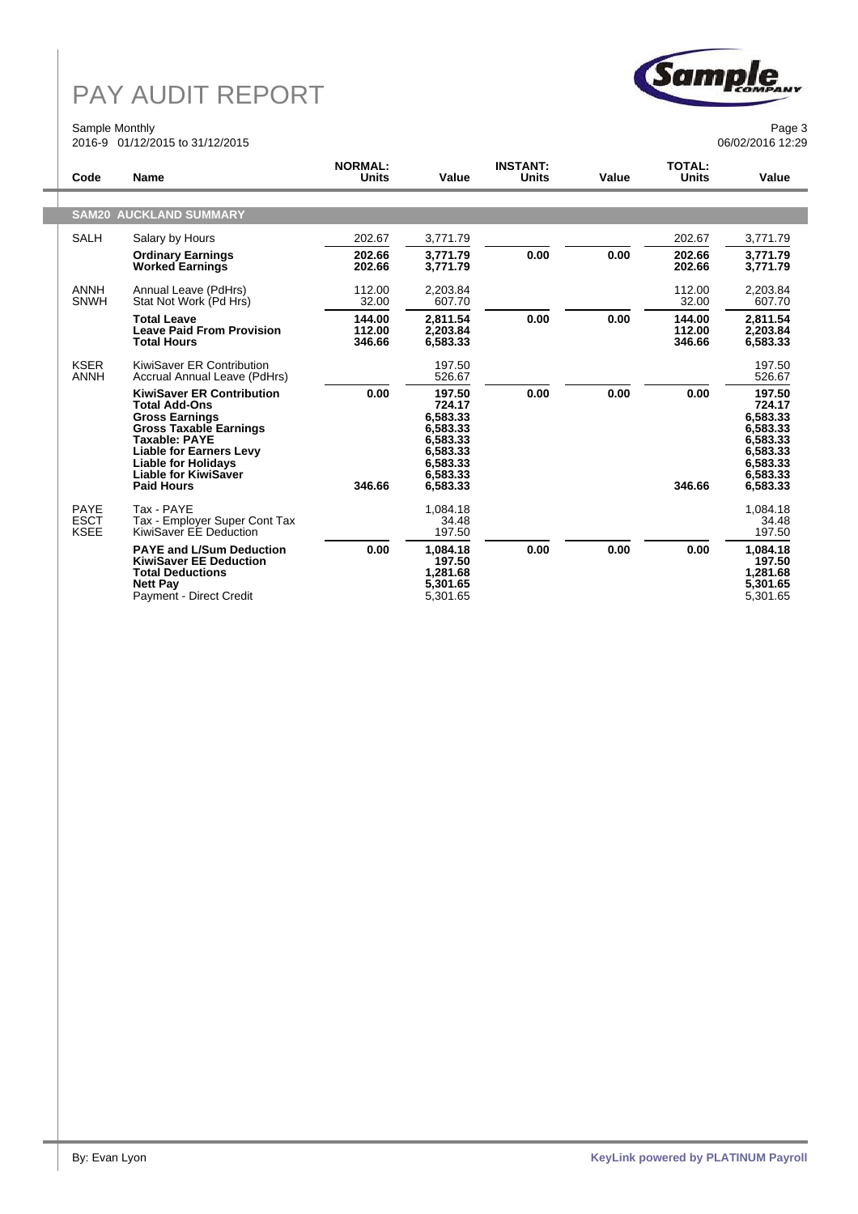# PAY AUDIT REPORT

Sample Monthly
2016-9 01/12/2015 to 31/12/2015

06/02/2016 12:29

| Code | Name | NORMAL: Units | Value | INSTANT: Units | Value | TOTAL: Units | Value |
|---|---|---|---|---|---|---|---|
| **SAM20** | **AUCKLAND SUMMARY** | | | | | | |
| SALH | Salary by Hours | 202.67 | 3,771.79 | | | 202.67 | 3,771.79 |
| | **Ordinary Earnings** | **202.66** | **3,771.79** | **0.00** | **0.00** | **202.66** | **3,771.79** |
| | **Worked Earnings** | **202.66** | **3,771.79** | | | **202.66** | **3,771.79** |
| ANNH | Annual Leave (PdHrs) | 112.00 | 2,203.84 | | | 112.00 | 2,203.84 |
| SNWH | Stat Not Work (Pd Hrs) | 32.00 | 607.70 | | | 32.00 | 607.70 |
| | **Total Leave** | **144.00** | **2,811.54** | **0.00** | **0.00** | **144.00** | **2,811.54** |
| | **Leave Paid From Provision** | **112.00** | **2,203.84** | | | **112.00** | **2,203.84** |
| | **Total Hours** | **346.66** | **6,583.33** | | | **346.66** | **6,583.33** |
| KSER | KiwiSaver ER Contribution | | 197.50 | | | | 197.50 |
| ANNH | Accrual Annual Leave (PdHrs) | | 526.67 | | | | 526.67 |
| | **KiwiSaver ER Contribution** | **0.00** | **197.50** | **0.00** | **0.00** | **0.00** | **197.50** |
| | **Total Add-Ons** | | **724.17** | | | | **724.17** |
| | **Gross Earnings** | | **6,583.33** | | | | **6,583.33** |
| | **Gross Taxable Earnings** | | **6,583.33** | | | | **6,583.33** |
| | **Taxable: PAYE** | | **6,583.33** | | | | **6,583.33** |
| | **Liable for Earners Levy** | | **6,583.33** | | | | **6,583.33** |
| | **Liable for Holidays** | | **6,583.33** | | | | **6,583.33** |
| | **Liable for KiwiSaver** | | **6,583.33** | | | | **6,583.33** |
| | **Paid Hours** | **346.66** | **6,583.33** | | | **346.66** | **6,583.33** |
| PAYE | Tax - PAYE | | 1,084.18 | | | | 1,084.18 |
| ESCT | Tax - Employer Super Cont Tax | | 34.48 | | | | 34.48 |
| KSEE | KiwiSaver EE Deduction | | 197.50 | | | | 197.50 |
| | **PAYE and L/Sum Deduction** | **0.00** | **1,084.18** | **0.00** | **0.00** | **0.00** | **1,084.18** |
| | **KiwiSaver EE Deduction** | | **197.50** | | | | **197.50** |
| | **Total Deductions** | | **1,281.68** | | | | **1,281.68** |
| | **Nett Pay** | | **5,301.65** | | | | **5,301.65** |
| | Payment - Direct Credit | | 5,301.65 | | | | 5,301.65 |

By: Evan Lyon

KeyLink powered by PLATINUM Payroll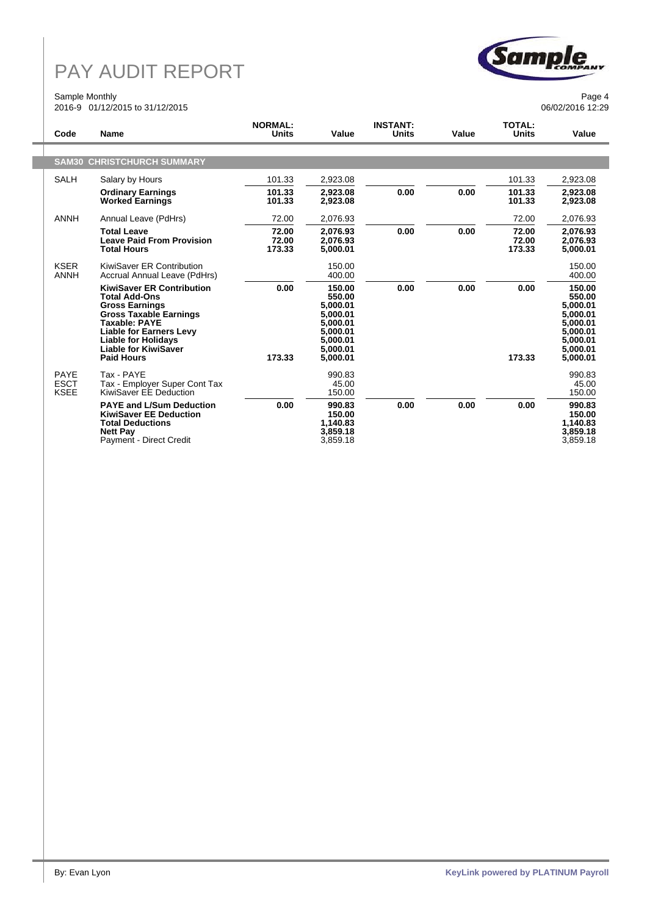# PAY AUDIT REPORT

Sample Monthly
2016-9 01/12/2015 to 31/12/2015

06/02/2016 12:29

| Code | Name | NORMAL: Units | Value | INSTANT: Units | Value | TOTAL: Units | Value |
|---|---|---|---|---|---|---|---|
| **SAM30** | **CHRISTCHURCH SUMMARY** | | | | | | |
| SALH | Salary by Hours | 101.33 | 2,923.08 | | | 101.33 | 2,923.08 |
| | **Ordinary Earnings** | **101.33** | **2,923.08** | **0.00** | **0.00** | **101.33** | **2,923.08** |
| | **Worked Earnings** | **101.33** | **2,923.08** | | | **101.33** | **2,923.08** |
| ANNH | Annual Leave (PdHrs) | 72.00 | 2,076.93 | | | 72.00 | 2,076.93 |
| | **Total Leave** | **72.00** | **2,076.93** | **0.00** | **0.00** | **72.00** | **2,076.93** |
| | **Leave Paid From Provision** | **72.00** | **2,076.93** | | | **72.00** | **2,076.93** |
| | **Total Hours** | **173.33** | **5,000.01** | | | **173.33** | **5,000.01** |
| KSER | KiwiSaver ER Contribution | | 150.00 | | | | 150.00 |
| ANNH | Accrual Annual Leave (PdHrs) | | 400.00 | | | | 400.00 |
| | **KiwiSaver ER Contribution** | **0.00** | **150.00** | **0.00** | **0.00** | **0.00** | **150.00** |
| | **Total Add-Ons** | | **550.00** | | | | **550.00** |
| | **Gross Earnings** | | **5,000.01** | | | | **5,000.01** |
| | **Gross Taxable Earnings** | | **5,000.01** | | | | **5,000.01** |
| | **Taxable: PAYE** | | **5,000.01** | | | | **5,000.01** |
| | **Liable for Earners Levy** | | **5,000.01** | | | | **5,000.01** |
| | **Liable for Holidays** | | **5,000.01** | | | | **5,000.01** |
| | **Liable for KiwiSaver** | | **5,000.01** | | | | **5,000.01** |
| | **Paid Hours** | **173.33** | **5,000.01** | | | **173.33** | **5,000.01** |
| PAYE | Tax - PAYE | | 990.83 | | | | 990.83 |
| ESCT | Tax - Employer Super Cont Tax | | 45.00 | | | | 45.00 |
| KSEE | KiwiSaver EE Deduction | | 150.00 | | | | 150.00 |
| | **PAYE and L/Sum Deduction** | **0.00** | **990.83** | **0.00** | **0.00** | **0.00** | **990.83** |
| | **KiwiSaver EE Deduction** | | **150.00** | | | | **150.00** |
| | **Total Deductions** | | **1,140.83** | | | | **1,140.83** |
| | **Nett Pay** | | **3,859.18** | | | | **3,859.18** |
| | Payment - Direct Credit | | 3,859.18 | | | | 3,859.18 |

By: Evan Lyon

KeyLink powered by PLATINUM Payroll